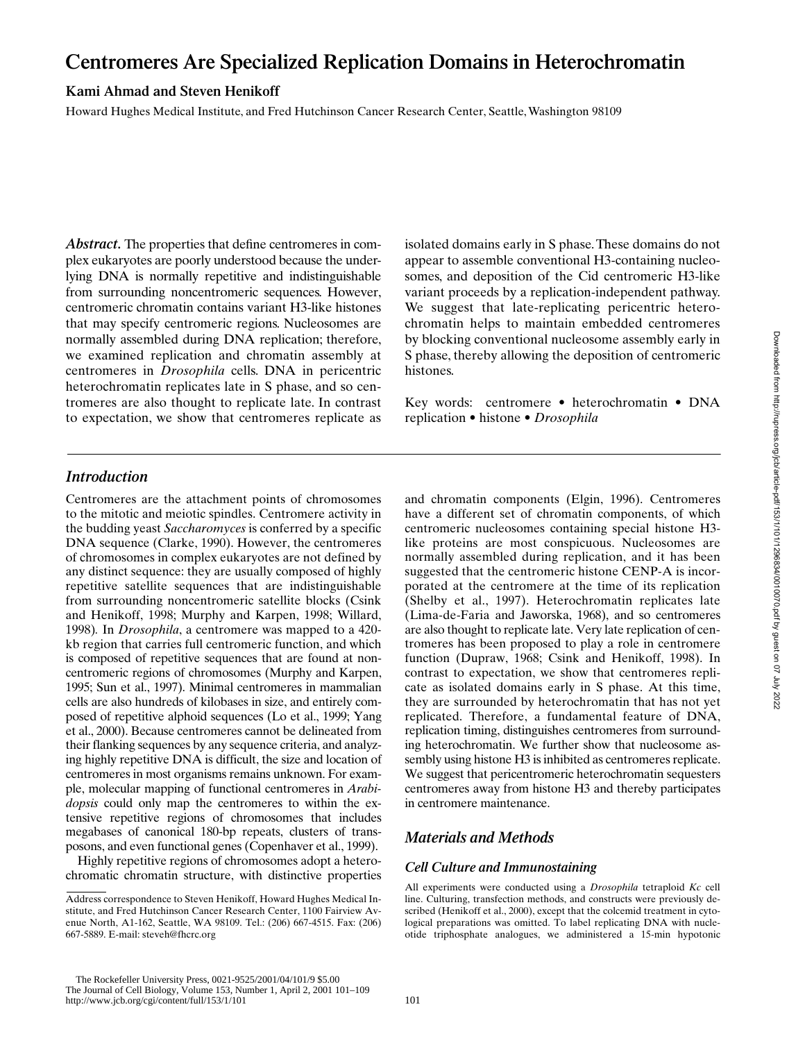# Centromeres Are Specialized Replication Domains in Heterochromatin

**Kami Ahmad and Steven Henikoff**

Howard Hughes Medical Institute, and Fred Hutchinson Cancer Research Center, Seattle, Washington 98109

***Abstract.*** The properties that define centromeres in complex eukaryotes are poorly understood because the underlying DNA is normally repetitive and indistinguishable from surrounding noncentromeric sequences. However, centromeric chromatin contains variant H3-like histones that may specify centromeric regions. Nucleosomes are normally assembled during DNA replication; therefore, we examined replication and chromatin assembly at centromeres in *Drosophila* cells. DNA in pericentric heterochromatin replicates late in S phase, and so centromeres are also thought to replicate late. In contrast to expectation, we show that centromeres replicate as isolated domains early in S phase. These domains do not appear to assemble conventional H3-containing nucleosomes, and deposition of the Cid centromeric H3-like variant proceeds by a replication-independent pathway. We suggest that late-replicating pericentric heterochromatin helps to maintain embedded centromeres by blocking conventional nucleosome assembly early in S phase, thereby allowing the deposition of centromeric histones.

Key words: centromere • heterochromatin • DNA replication • histone • *Drosophila*

## *Introduction*

Centromeres are the attachment points of chromosomes to the mitotic and meiotic spindles. Centromere activity in the budding yeast *Saccharomyces* is conferred by a specific DNA sequence (Clarke, 1990). However, the centromeres of chromosomes in complex eukaryotes are not defined by any distinct sequence: they are usually composed of highly repetitive satellite sequences that are indistinguishable from surrounding noncentromeric satellite blocks (Csink and Henikoff, 1998; Murphy and Karpen, 1998; Willard, 1998). In *Drosophila*, a centromere was mapped to a 420-kb region that carries full centromeric function, and which is composed of repetitive sequences that are found at noncentromeric regions of chromosomes (Murphy and Karpen, 1995; Sun et al., 1997). Minimal centromeres in mammalian cells are also hundreds of kilobases in size, and entirely composed of repetitive alphoid sequences (Lo et al., 1999; Yang et al., 2000). Because centromeres cannot be delineated from their flanking sequences by any sequence criteria, and analyzing highly repetitive DNA is difficult, the size and location of centromeres in most organisms remains unknown. For example, molecular mapping of functional centromeres in *Arabidopsis* could only map the centromeres to within the extensive repetitive regions of chromosomes that includes megabases of canonical 180-bp repeats, clusters of transposons, and even functional genes (Copenhaver et al., 1999).

Highly repetitive regions of chromosomes adopt a heterochromatic chromatin structure, with distinctive properties and chromatin components (Elgin, 1996). Centromeres have a different set of chromatin components, of which centromeric nucleosomes containing special histone H3-like proteins are most conspicuous. Nucleosomes are normally assembled during replication, and it has been suggested that the centromeric histone CENP-A is incorporated at the centromere at the time of its replication (Shelby et al., 1997). Heterochromatin replicates late (Lima-de-Faria and Jaworska, 1968), and so centromeres are also thought to replicate late. Very late replication of centromeres has been proposed to play a role in centromere function (Dupraw, 1968; Csink and Henikoff, 1998). In contrast to expectation, we show that centromeres replicate as isolated domains early in S phase. At this time, they are surrounded by heterochromatin that has not yet replicated. Therefore, a fundamental feature of DNA, replication timing, distinguishes centromeres from surrounding heterochromatin. We further show that nucleosome assembly using histone H3 is inhibited as centromeres replicate. We suggest that pericentromeric heterochromatin sequesters centromeres away from histone H3 and thereby participates in centromere maintenance.

## *Materials and Methods*

### *Cell Culture and Immunostaining*

All experiments were conducted using a *Drosophila* tetraploid *Kc* cell line. Culturing, transfection methods, and constructs were previously described (Henikoff et al., 2000), except that the colcemid treatment in cytological preparations was omitted. To label replicating DNA with nucleotide triphosphate analogues, we administered a 15-min hypotonic

Address correspondence to Steven Henikoff, Howard Hughes Medical Institute, and Fred Hutchinson Cancer Research Center, 1100 Fairview Avenue North, A1-162, Seattle, WA 98109. Tel.: (206) 667-4515. Fax: (206) 667-5889. E-mail: steveh@fhcrc.org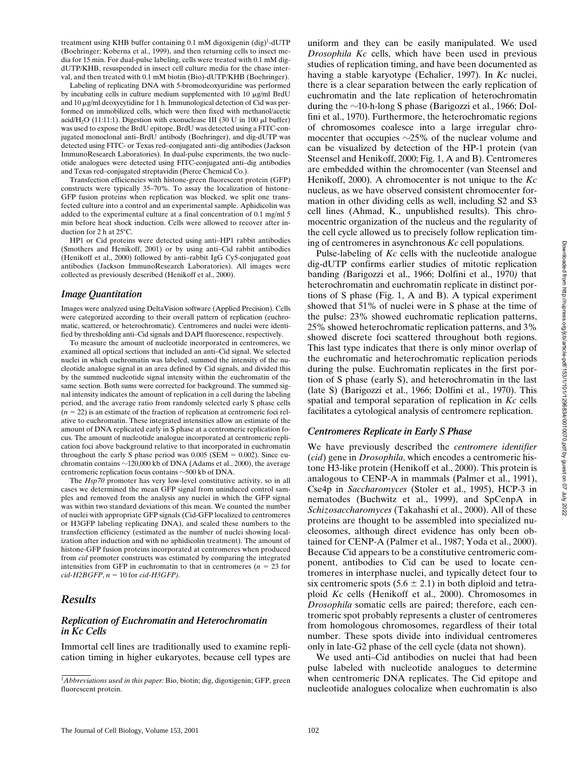treatment using KHB buffer containing 0.1 mM digoxigenin (dig)[1]-dUTP (Boehringer; Koberna et al., 1999), and then returning cells to insect media for 15 min. For dual-pulse labeling, cells were treated with 0.1 mM dig-dUTP/KHB, resuspended in insect cell culture media for the chase interval, and then treated with 0.1 mM biotin (Bio)-dUTP/KHB (Boehringer).

Labeling of replicating DNA with 5-bromodeoxyuridine was performed by incubating cells in culture medium supplemented with 10 μg/ml BrdU and 10 μg/ml deoxycytidine for 1 h. Immunological detection of Cid was performed on immobilized cells, which were then fixed with methanol/acetic acid/$H_2O$ (11:11:1). Digestion with exonuclease III (30 U in 100 μl buffer) was used to expose the BrdU epitope. BrdU was detected using a FITC-conjugated monoclonal anti–BrdU antibody (Boehringer), and dig-dUTP was detected using FITC- or Texas red–conjugated anti–dig antibodies (Jackson ImmunoResearch Laboratories). In dual-pulse experiments, the two nucleotide analogues were detected using FITC-conjugated anti–dig antibodies and Texas red–conjugated streptavidin (Pierce Chemical Co.).

Transfection efficiencies with histone-green fluorescent protein (GFP) constructs were typically 35–70%. To assay the localization of histone-GFP fusion proteins when replication was blocked, we split one transfected culture into a control and an experimental sample. Aphidicolin was added to the experimental culture at a final concentration of 0.1 mg/ml 5 min before heat shock induction. Cells were allowed to recover after induction for 2 h at 25°C.

HP1 or Cid proteins were detected using anti–HP1 rabbit antibodies (Smothers and Henikoff, 2001) or by using anti–Cid rabbit antibodies (Henikoff et al., 2000) followed by anti–rabbit IgG Cy5-conjugated goat antibodies (Jackson ImmunoResearch Laboratories). All images were collected as previously described (Henikoff et al., 2000).

### *Image Quantitation*

Images were analyzed using DeltaVision software (Applied Precision). Cells were categorized according to their overall pattern of replication (euchromatic, scattered, or heterochromatic). Centromeres and nuclei were identified by thresholding anti–Cid signals and DAPI fluorescence, respectively.

To measure the amount of nucleotide incorporated in centromeres, we examined all optical sections that included an anti–Cid signal. We selected nuclei in which euchromatin was labeled, summed the intensity of the nucleotide analogue signal in an area defined by Cid signals, and divided this by the summed nucleotide signal intensity within the euchromatin of the same section. Both sums were corrected for background. The summed signal intensity indicates the amount of replication in a cell during the labeling period, and the average ratio from randomly selected early S phase cells ($n = 22$) is an estimate of the fraction of replication at centromeric foci relative to euchromatin. These integrated intensities allow an estimate of the amount of DNA replicated early in S phase at a centromeric replication focus. The amount of nucleotide analogue incorporated at centromeric replication foci above background relative to that incorporated in euchromatin throughout the early S phase period was 0.005 (SEM = 0.002). Since euchromatin contains ~120,000 kb of DNA (Adams et al., 2000), the average centromeric replication focus contains ~500 kb of DNA.

The *Hsp70* promoter has very low-level constitutive activity, so in all cases we determined the mean GFP signal from uninduced control samples and removed from the analysis any nuclei in which the GFP signal was within two standard deviations of this mean. We counted the number of nuclei with appropriate GFP signals (Cid-GFP localized to centromeres or H3GFP labeling replicating DNA), and scaled these numbers to the transfection efficiency (estimated as the number of nuclei showing localization after induction and with no aphidicolin treatment). The amount of histone-GFP fusion proteins incorporated at centromeres when produced from *cid* promoter constructs was estimated by comparing the integrated intensities from GFP in euchromatin to that in centromeres ($n = 23$ for *cid-H2BGFP*, $n = 10$ for *cid-H3GFP*).

## *Results*

### *Replication of Euchromatin and Heterochromatin in Kc Cells*

Immortal cell lines are traditionally used to examine replication timing in higher eukaryotes, because cell types are uniform and they can be easily manipulated. We used *Drosophila Kc* cells, which have been used in previous studies of replication timing, and have been documented as having a stable karyotype (Echalier, 1997). In *Kc* nuclei, there is a clear separation between the early replication of euchromatin and the late replication of heterochromatin during the ~10-h-long S phase (Barigozzi et al., 1966; Dolfini et al., 1970). Furthermore, the heterochromatic regions of chromosomes coalesce into a large irregular chromocenter that occupies ~25% of the nuclear volume and can be visualized by detection of the HP-1 protein (van Steensel and Henikoff, 2000; Fig. 1, A and B). Centromeres are embedded within the chromocenter (van Steensel and Henikoff, 2000). A chromocenter is not unique to the *Kc* nucleus, as we have observed consistent chromocenter formation in other dividing cells as well, including S2 and S3 cell lines (Ahmad, K., unpublished results). This chromocentric organization of the nucleus and the regularity of the cell cycle allowed us to precisely follow replication timing of centromeres in asynchronous *Kc* cell populations.

Pulse-labeling of *Kc* cells with the nucleotide analogue dig-dUTP confirms earlier studies of mitotic replication banding (Barigozzi et al., 1966; Dolfini et al., 1970) that heterochromatin and euchromatin replicate in distinct portions of S phase (Fig. 1, A and B). A typical experiment showed that 51% of nuclei were in S phase at the time of the pulse: 23% showed euchromatic replication patterns, 25% showed heterochromatic replication patterns, and 3% showed discrete foci scattered throughout both regions. This last type indicates that there is only minor overlap of the euchromatic and heterochromatic replication periods during the pulse. Euchromatin replicates in the first portion of S phase (early S), and heterochromatin in the last (late S) (Barigozzi et al., 1966; Dolfini et al., 1970). This spatial and temporal separation of replication in *Kc* cells facilitates a cytological analysis of centromere replication.

### *Centromeres Replicate in Early S Phase*

We have previously described the *centromere identifier* (*cid*) gene in *Drosophila*, which encodes a centromeric histone H3-like protein (Henikoff et al., 2000). This protein is analogous to CENP-A in mammals (Palmer et al., 1991), Cse4p in *Saccharomyces* (Stoler et al., 1995), HCP-3 in nematodes (Buchwitz et al., 1999), and SpCenpA in *Schizosaccharomyces* (Takahashi et al., 2000). All of these proteins are thought to be assembled into specialized nucleosomes, although direct evidence has only been obtained for CENP-A (Palmer et al., 1987; Yoda et al., 2000). Because Cid appears to be a constitutive centromeric component, antibodies to Cid can be used to locate centromeres in interphase nuclei, and typically detect four to six centromeric spots (5.6 ± 2.1) in both diploid and tetraploid *Kc* cells (Henikoff et al., 2000). Chromosomes in *Drosophila* somatic cells are paired; therefore, each centromeric spot probably represents a cluster of centromeres from homologous chromosomes, regardless of their total number. These spots divide into individual centromeres only in late-G2 phase of the cell cycle (data not shown).

We used anti–Cid antibodies on nuclei that had been pulse labeled with nucleotide analogues to determine when centromeric DNA replicates. The Cid epitope and nucleotide analogues colocalize when euchromatin is also

[1]*Abbreviations used in this paper:* Bio, biotin; dig, digoxigenin; GFP, green fluorescent protein.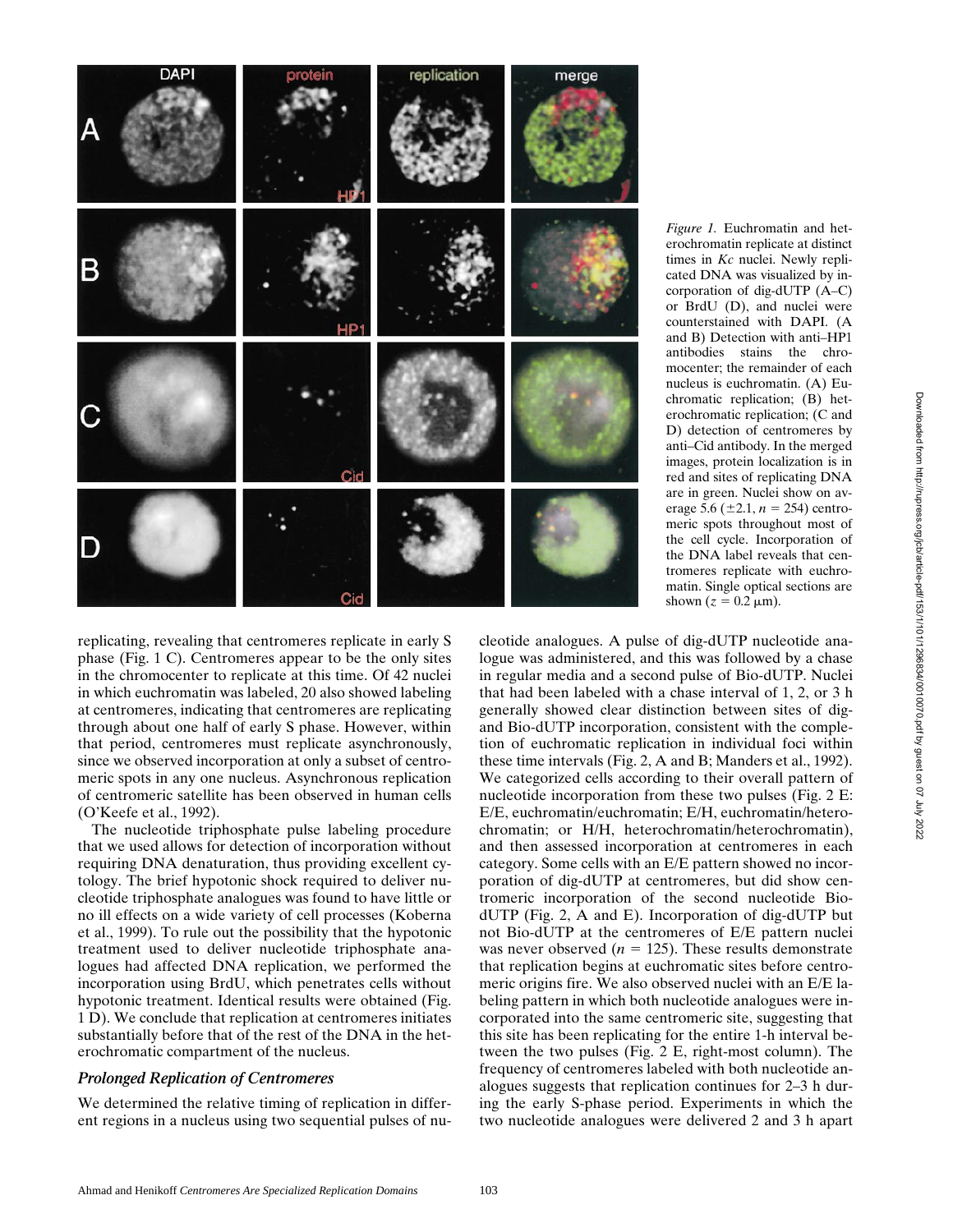*Figure 1.* Euchromatin and heterochromatin replicate at distinct times in *Kc* nuclei. Newly replicated DNA was visualized by incorporation of dig-dUTP (A–C) or BrdU (D), and nuclei were counterstained with DAPI. (A and B) Detection with anti–HP1 antibodies stains the chromocenter; the remainder of each nucleus is euchromatin. (A) Euchromatic replication; (B) heterochromatic replication; (C and D) detection of centromeres by anti–Cid antibody. In the merged images, protein localization is in red and sites of replicating DNA are in green. Nuclei show on average 5.6 (±2.1, $n = 254$) centromeric spots throughout most of the cell cycle. Incorporation of the DNA label reveals that centromeres replicate with euchromatin. Single optical sections are shown ($z = 0.2$ μm).

replicating, revealing that centromeres replicate in early S phase (Fig. 1 C). Centromeres appear to be the only sites in the chromocenter to replicate at this time. Of 42 nuclei in which euchromatin was labeled, 20 also showed labeling at centromeres, indicating that centromeres are replicating through about one half of early S phase. However, within that period, centromeres must replicate asynchronously, since we observed incorporation at only a subset of centromeric spots in any one nucleus. Asynchronous replication of centromeric satellite has been observed in human cells (O'Keefe et al., 1992).

The nucleotide triphosphate pulse labeling procedure that we used allows for detection of incorporation without requiring DNA denaturation, thus providing excellent cytology. The brief hypotonic shock required to deliver nucleotide triphosphate analogues was found to have little or no ill effects on a wide variety of cell processes (Koberna et al., 1999). To rule out the possibility that the hypotonic treatment used to deliver nucleotide triphosphate analogues had affected DNA replication, we performed the incorporation using BrdU, which penetrates cells without hypotonic treatment. Identical results were obtained (Fig. 1 D). We conclude that replication at centromeres initiates substantially before that of the rest of the DNA in the heterochromatic compartment of the nucleus.

### *Prolonged Replication of Centromeres*

We determined the relative timing of replication in different regions in a nucleus using two sequential pulses of nucleotide analogues. A pulse of dig-dUTP nucleotide analogue was administered, and this was followed by a chase in regular media and a second pulse of Bio-dUTP. Nuclei that had been labeled with a chase interval of 1, 2, or 3 h generally showed clear distinction between sites of dig- and Bio-dUTP incorporation, consistent with the completion of euchromatic replication in individual foci within these time intervals (Fig. 2, A and B; Manders et al., 1992). We categorized cells according to their overall pattern of nucleotide incorporation from these two pulses (Fig. 2 E: E/E, euchromatin/euchromatin; E/H, euchromatin/heterochromatin; or H/H, heterochromatin/heterochromatin), and then assessed incorporation at centromeres in each category. Some cells with an E/E pattern showed no incorporation of dig-dUTP at centromeres, but did show centromeric incorporation of the second nucleotide Bio-dUTP (Fig. 2, A and E). Incorporation of dig-dUTP but not Bio-dUTP at the centromeres of E/E pattern nuclei was never observed ($n = 125$). These results demonstrate that replication begins at euchromatic sites before centromeric origins fire. We also observed nuclei with an E/E labeling pattern in which both nucleotide analogues were incorporated into the same centromeric site, suggesting that this site has been replicating for the entire 1-h interval between the two pulses (Fig. 2 E, right-most column). The frequency of centromeres labeled with both nucleotide analogues suggests that replication continues for 2–3 h during the early S-phase period. Experiments in which the two nucleotide analogues were delivered 2 and 3 h apart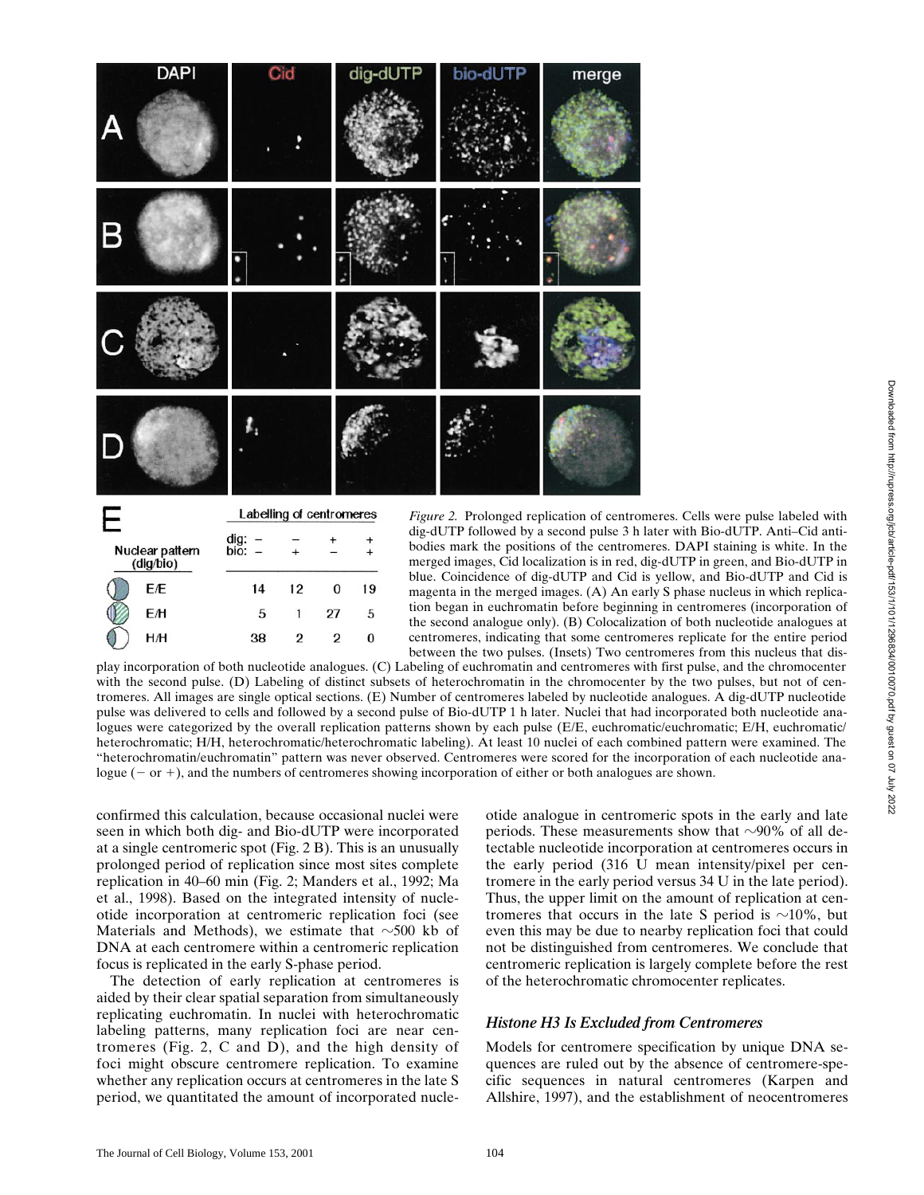| Nuclear pattern (dig/bio) | Labelling of centromeres dig: − bio: − | dig: − bio: + | dig: + bio: − | dig: + bio: + |
|---|---|---|---|---|
| E/E | 14 | 12 | 0 | 19 |
| E/H | 5 | 1 | 27 | 5 |
| H/H | 38 | 2 | 2 | 0 |

*Figure 2.* Prolonged replication of centromeres. Cells were pulse labeled with dig-dUTP followed by a second pulse 3 h later with Bio-dUTP. Anti–Cid antibodies mark the positions of the centromeres. DAPI staining is white. In the merged images, Cid localization is in red, dig-dUTP in green, and Bio-dUTP in blue. Coincidence of dig-dUTP and Cid is yellow, and Bio-dUTP and Cid is magenta in the merged images. (A) An early S phase nucleus in which replication began in euchromatin before beginning in centromeres (incorporation of the second analogue only). (B) Colocalization of both nucleotide analogues at centromeres, indicating that some centromeres replicate for the entire period between the two pulses. (Insets) Two centromeres from this nucleus that display incorporation of both nucleotide analogues. (C) Labeling of euchromatin and centromeres with first pulse, and the chromocenter with the second pulse. (D) Labeling of distinct subsets of heterochromatin in the chromocenter by the two pulses, but not of centromeres. All images are single optical sections. (E) Number of centromeres labeled by nucleotide analogues. A dig-dUTP nucleotide pulse was delivered to cells and followed by a second pulse of Bio-dUTP 1 h later. Nuclei that had incorporated both nucleotide analogues were categorized by the overall replication patterns shown by each pulse (E/E, euchromatic/euchromatic; E/H, euchromatic/heterochromatic; H/H, heterochromatic/heterochromatic labeling). At least 10 nuclei of each combined pattern were examined. The "heterochromatin/euchromatin" pattern was never observed. Centromeres were scored for the incorporation of each nucleotide analogue (− or +), and the numbers of centromeres showing incorporation of either or both analogues are shown.

confirmed this calculation, because occasional nuclei were seen in which both dig- and Bio-dUTP were incorporated at a single centromeric spot (Fig. 2 B). This is an unusually prolonged period of replication since most sites complete replication in 40–60 min (Fig. 2; Manders et al., 1992; Ma et al., 1998). Based on the integrated intensity of nucleotide incorporation at centromeric replication foci (see Materials and Methods), we estimate that ~500 kb of DNA at each centromere within a centromeric replication focus is replicated in the early S-phase period.

The detection of early replication at centromeres is aided by their clear spatial separation from simultaneously replicating euchromatin. In nuclei with heterochromatic labeling patterns, many replication foci are near centromeres (Fig. 2, C and D), and the high density of foci might obscure centromere replication. To examine whether any replication occurs at centromeres in the late S period, we quantitated the amount of incorporated nucleotide analogue in centromeric spots in the early and late periods. These measurements show that ~90% of all detectable nucleotide incorporation at centromeres occurs in the early period (316 U mean intensity/pixel per centromere in the early period versus 34 U in the late period). Thus, the upper limit on the amount of replication at centromeres that occurs in the late S period is ~10%, but even this may be due to nearby replication foci that could not be distinguished from centromeres. We conclude that centromeric replication is largely complete before the rest of the heterochromatic chromocenter replicates.

### *Histone H3 Is Excluded from Centromeres*

Models for centromere specification by unique DNA sequences are ruled out by the absence of centromere-specific sequences in natural centromeres (Karpen and Allshire, 1997), and the establishment of neocentromeres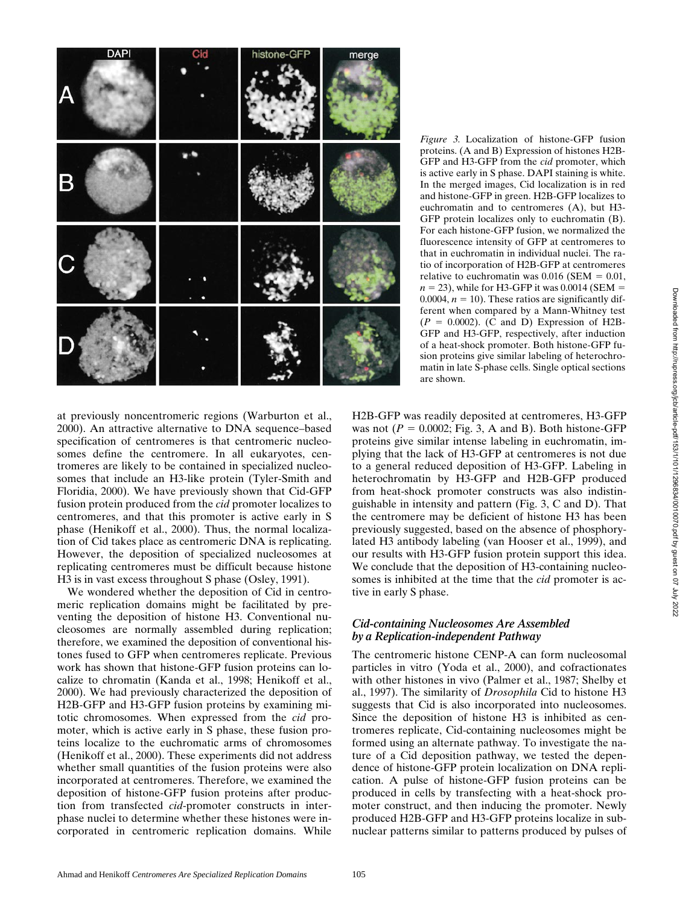*Figure 3.* Localization of histone-GFP fusion proteins. (A and B) Expression of histones H2B-GFP and H3-GFP from the *cid* promoter, which is active early in S phase. DAPI staining is white. In the merged images, Cid localization is in red and histone-GFP in green. H2B-GFP localizes to euchromatin and to centromeres (A), but H3-GFP protein localizes only to euchromatin (B). For each histone-GFP fusion, we normalized the fluorescence intensity of GFP at centromeres to that in euchromatin in individual nuclei. The ratio of incorporation of H2B-GFP at centromeres relative to euchromatin was 0.016 (SEM = 0.01, $n = 23$), while for H3-GFP it was 0.0014 (SEM = 0.0004, $n = 10$). These ratios are significantly different when compared by a Mann-Whitney test ($P = 0.0002$). (C and D) Expression of H2B-GFP and H3-GFP, respectively, after induction of a heat-shock promoter. Both histone-GFP fusion proteins give similar labeling of heterochromatin in late S-phase cells. Single optical sections are shown.

at previously noncentromeric regions (Warburton et al., 2000). An attractive alternative to DNA sequence–based specification of centromeres is that centromeric nucleosomes define the centromere. In all eukaryotes, centromeres are likely to be contained in specialized nucleosomes that include an H3-like protein (Tyler-Smith and Floridia, 2000). We have previously shown that Cid-GFP fusion protein produced from the *cid* promoter localizes to centromeres, and that this promoter is active early in S phase (Henikoff et al., 2000). Thus, the normal localization of Cid takes place as centromeric DNA is replicating. However, the deposition of specialized nucleosomes at replicating centromeres must be difficult because histone H3 is in vast excess throughout S phase (Osley, 1991).

We wondered whether the deposition of Cid in centromeric replication domains might be facilitated by preventing the deposition of histone H3. Conventional nucleosomes are normally assembled during replication; therefore, we examined the deposition of conventional histones fused to GFP when centromeres replicate. Previous work has shown that histone-GFP fusion proteins can localize to chromatin (Kanda et al., 1998; Henikoff et al., 2000). We had previously characterized the deposition of H2B-GFP and H3-GFP fusion proteins by examining mitotic chromosomes. When expressed from the *cid* promoter, which is active early in S phase, these fusion proteins localize to the euchromatic arms of chromosomes (Henikoff et al., 2000). These experiments did not address whether small quantities of the fusion proteins were also incorporated at centromeres. Therefore, we examined the deposition of histone-GFP fusion proteins after production from transfected *cid*-promoter constructs in interphase nuclei to determine whether these histones were incorporated in centromeric replication domains. While H2B-GFP was readily deposited at centromeres, H3-GFP was not ($P = 0.0002$; Fig. 3, A and B). Both histone-GFP proteins give similar intense labeling in euchromatin, implying that the lack of H3-GFP at centromeres is not due to a general reduced deposition of H3-GFP. Labeling in heterochromatin by H3-GFP and H2B-GFP produced from heat-shock promoter constructs was also indistinguishable in intensity and pattern (Fig. 3, C and D). That the centromere may be deficient of histone H3 has been previously suggested, based on the absence of phosphorylated H3 antibody labeling (van Hooser et al., 1999), and our results with H3-GFP fusion protein support this idea. We conclude that the deposition of H3-containing nucleosomes is inhibited at the time that the *cid* promoter is active in early S phase.

### *Cid-containing Nucleosomes Are Assembled by a Replication-independent Pathway*

The centromeric histone CENP-A can form nucleosomal particles in vitro (Yoda et al., 2000), and cofractionates with other histones in vivo (Palmer et al., 1987; Shelby et al., 1997). The similarity of *Drosophila* Cid to histone H3 suggests that Cid is also incorporated into nucleosomes. Since the deposition of histone H3 is inhibited as centromeres replicate, Cid-containing nucleosomes might be formed using an alternate pathway. To investigate the nature of a Cid deposition pathway, we tested the dependence of histone-GFP protein localization on DNA replication. A pulse of histone-GFP fusion proteins can be produced in cells by transfecting with a heat-shock promoter construct, and then inducing the promoter. Newly produced H2B-GFP and H3-GFP proteins localize in subnuclear patterns similar to patterns produced by pulses of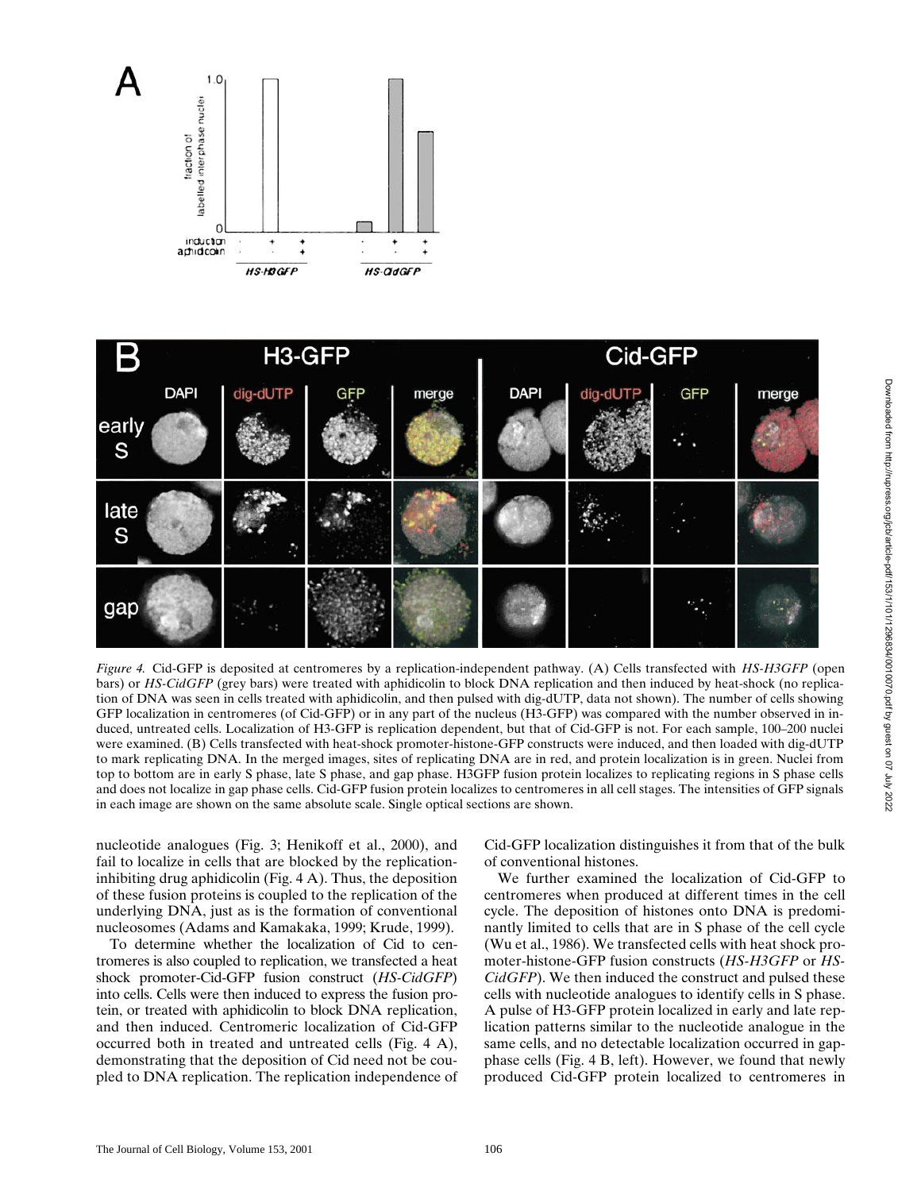*Figure 4.* Cid-GFP is deposited at centromeres by a replication-independent pathway. (A) Cells transfected with *HS-H3GFP* (open bars) or *HS-CidGFP* (grey bars) were treated with aphidicolin to block DNA replication and then induced by heat-shock (no replication of DNA was seen in cells treated with aphidicolin, and then pulsed with dig-dUTP, data not shown). The number of cells showing GFP localization in centromeres (of Cid-GFP) or in any part of the nucleus (H3-GFP) was compared with the number observed in induced, untreated cells. Localization of H3-GFP is replication dependent, but that of Cid-GFP is not. For each sample, 100–200 nuclei were examined. (B) Cells transfected with heat-shock promoter-histone-GFP constructs were induced, and then loaded with dig-dUTP to mark replicating DNA. In the merged images, sites of replicating DNA are in red, and protein localization is in green. Nuclei from top to bottom are in early S phase, late S phase, and gap phase. H3GFP fusion protein localizes to replicating regions in S phase cells and does not localize in gap phase cells. Cid-GFP fusion protein localizes to centromeres in all cell stages. The intensities of GFP signals in each image are shown on the same absolute scale. Single optical sections are shown.

nucleotide analogues (Fig. 3; Henikoff et al., 2000), and fail to localize in cells that are blocked by the replication-inhibiting drug aphidicolin (Fig. 4 A). Thus, the deposition of these fusion proteins is coupled to the replication of the underlying DNA, just as is the formation of conventional nucleosomes (Adams and Kamakaka, 1999; Krude, 1999).

To determine whether the localization of Cid to centromeres is also coupled to replication, we transfected a heat shock promoter-Cid-GFP fusion construct (*HS-CidGFP*) into cells. Cells were then induced to express the fusion protein, or treated with aphidicolin to block DNA replication, and then induced. Centromeric localization of Cid-GFP occurred both in treated and untreated cells (Fig. 4 A), demonstrating that the deposition of Cid need not be coupled to DNA replication. The replication independence of Cid-GFP localization distinguishes it from that of the bulk of conventional histones.

We further examined the localization of Cid-GFP to centromeres when produced at different times in the cell cycle. The deposition of histones onto DNA is predominantly limited to cells that are in S phase of the cell cycle (Wu et al., 1986). We transfected cells with heat shock promoter-histone-GFP fusion constructs (*HS-H3GFP* or *HS-CidGFP*). We then induced the construct and pulsed these cells with nucleotide analogues to identify cells in S phase. A pulse of H3-GFP protein localized in early and late replication patterns similar to the nucleotide analogue in the same cells, and no detectable localization occurred in gap-phase cells (Fig. 4 B, left). However, we found that newly produced Cid-GFP protein localized to centromeres in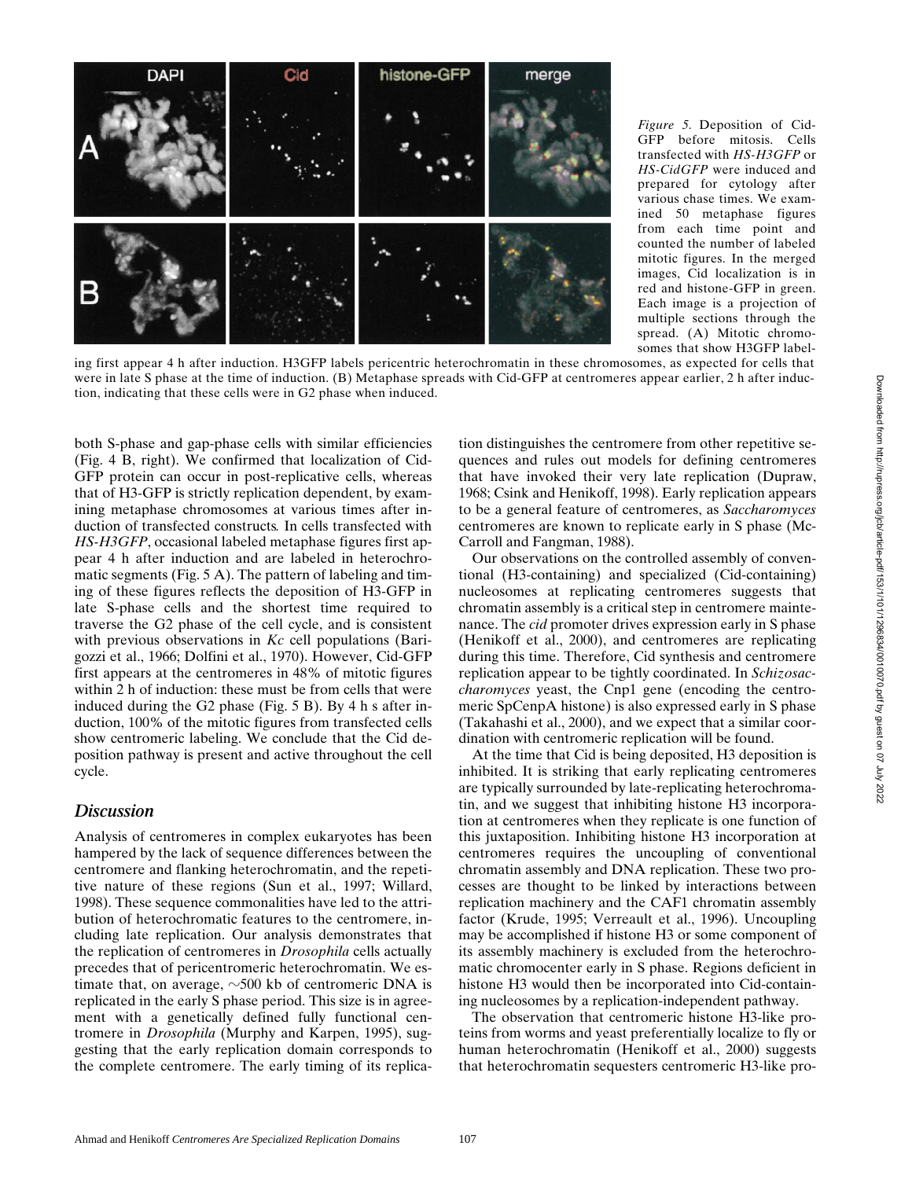*Figure 5.* Deposition of Cid-GFP before mitosis. Cells transfected with *HS-H3GFP* or *HS-CidGFP* were induced and prepared for cytology after various chase times. We examined 50 metaphase figures from each time point and counted the number of labeled mitotic figures. In the merged images, Cid localization is in red and histone-GFP in green. Each image is a projection of multiple sections through the spread. (A) Mitotic chromosomes that show H3GFP labeling first appear 4 h after induction. H3GFP labels pericentric heterochromatin in these chromosomes, as expected for cells that were in late S phase at the time of induction. (B) Metaphase spreads with Cid-GFP at centromeres appear earlier, 2 h after induction, indicating that these cells were in G2 phase when induced.

both S-phase and gap-phase cells with similar efficiencies (Fig. 4 B, right). We confirmed that localization of Cid-GFP protein can occur in post-replicative cells, whereas that of H3-GFP is strictly replication dependent, by examining metaphase chromosomes at various times after induction of transfected constructs. In cells transfected with *HS-H3GFP*, occasional labeled metaphase figures first appear 4 h after induction and are labeled in heterochromatic segments (Fig. 5 A). The pattern of labeling and timing of these figures reflects the deposition of H3-GFP in late S-phase cells and the shortest time required to traverse the G2 phase of the cell cycle, and is consistent with previous observations in *Kc* cell populations (Barigozzi et al., 1966; Dolfini et al., 1970). However, Cid-GFP first appears at the centromeres in 48% of mitotic figures within 2 h of induction: these must be from cells that were induced during the G2 phase (Fig. 5 B). By 4 h s after induction, 100% of the mitotic figures from transfected cells show centromeric labeling. We conclude that the Cid deposition pathway is present and active throughout the cell cycle.

## Discussion

Analysis of centromeres in complex eukaryotes has been hampered by the lack of sequence differences between the centromere and flanking heterochromatin, and the repetitive nature of these regions (Sun et al., 1997; Willard, 1998). These sequence commonalities have led to the attribution of heterochromatic features to the centromere, including late replication. Our analysis demonstrates that the replication of centromeres in *Drosophila* cells actually precedes that of pericentromeric heterochromatin. We estimate that, on average, ~500 kb of centromeric DNA is replicated in the early S phase period. This size is in agreement with a genetically defined fully functional centromere in *Drosophila* (Murphy and Karpen, 1995), suggesting that the early replication domain corresponds to the complete centromere. The early timing of its replication distinguishes the centromere from other repetitive sequences and rules out models for defining centromeres that have invoked their very late replication (Dupraw, 1968; Csink and Henikoff, 1998). Early replication appears to be a general feature of centromeres, as *Saccharomyces* centromeres are known to replicate early in S phase (McCarroll and Fangman, 1988).

Our observations on the controlled assembly of conventional (H3-containing) and specialized (Cid-containing) nucleosomes at replicating centromeres suggests that chromatin assembly is a critical step in centromere maintenance. The *cid* promoter drives expression early in S phase (Henikoff et al., 2000), and centromeres are replicating during this time. Therefore, Cid synthesis and centromere replication appear to be tightly coordinated. In *Schizosaccharomyces* yeast, the Cnp1 gene (encoding the centromeric SpCenpA histone) is also expressed early in S phase (Takahashi et al., 2000), and we expect that a similar coordination with centromeric replication will be found.

At the time that Cid is being deposited, H3 deposition is inhibited. It is striking that early replicating centromeres are typically surrounded by late-replicating heterochromatin, and we suggest that inhibiting histone H3 incorporation at centromeres when they replicate is one function of this juxtaposition. Inhibiting histone H3 incorporation at centromeres requires the uncoupling of conventional chromatin assembly and DNA replication. These two processes are thought to be linked by interactions between replication machinery and the CAF1 chromatin assembly factor (Krude, 1995; Verreault et al., 1996). Uncoupling may be accomplished if histone H3 or some component of its assembly machinery is excluded from the heterochromatic chromocenter early in S phase. Regions deficient in histone H3 would then be incorporated into Cid-containing nucleosomes by a replication-independent pathway.

The observation that centromeric histone H3-like proteins from worms and yeast preferentially localize to fly or human heterochromatin (Henikoff et al., 2000) suggests that heterochromatin sequesters centromeric H3-like pro-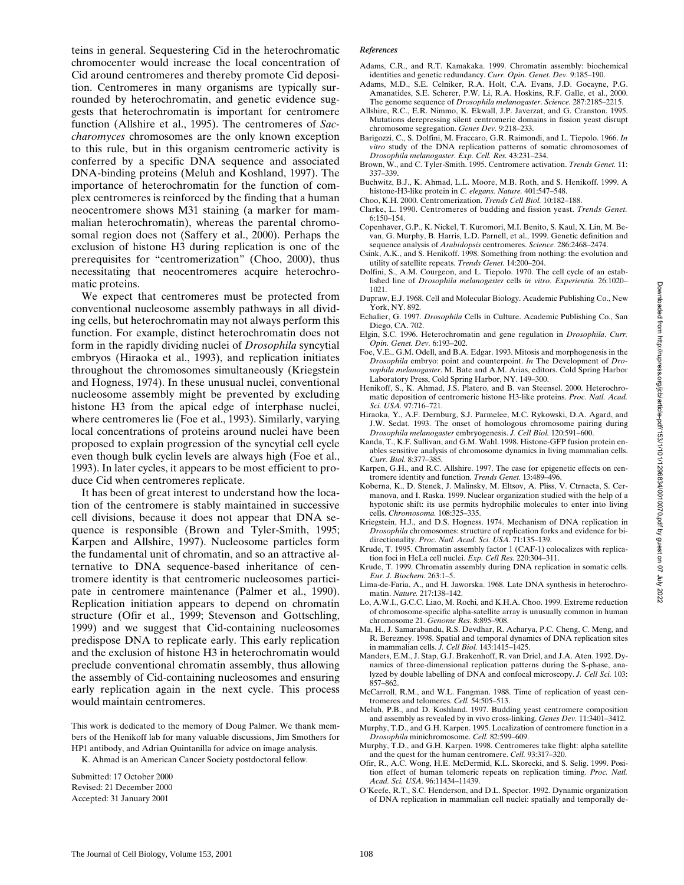teins in general. Sequestering Cid in the heterochromatic chromocenter would increase the local concentration of Cid around centromeres and thereby promote Cid deposition. Centromeres in many organisms are typically surrounded by heterochromatin, and genetic evidence suggests that heterochromatin is important for centromere function (Allshire et al., 1995). The centromeres of *Saccharomyces* chromosomes are the only known exception to this rule, but in this organism centromeric activity is conferred by a specific DNA sequence and associated DNA-binding proteins (Meluh and Koshland, 1997). The importance of heterochromatin for the function of complex centromeres is reinforced by the finding that a human neocentromere shows M31 staining (a marker for mammalian heterochromatin), whereas the parental chromosomal region does not (Saffery et al., 2000). Perhaps the exclusion of histone H3 during replication is one of the prerequisites for "centromerization" (Choo, 2000), thus necessitating that neocentromeres acquire heterochromatic proteins.

We expect that centromeres must be protected from conventional nucleosome assembly pathways in all dividing cells, but heterochromatin may not always perform this function. For example, distinct heterochromatin does not form in the rapidly dividing nuclei of *Drosophila* syncytial embryos (Hiraoka et al., 1993), and replication initiates throughout the chromosomes simultaneously (Kriegstein and Hogness, 1974). In these unusual nuclei, conventional nucleosome assembly might be prevented by excluding histone H3 from the apical edge of interphase nuclei, where centromeres lie (Foe et al., 1993). Similarly, varying local concentrations of proteins around nuclei have been proposed to explain progression of the syncytial cell cycle even though bulk cyclin levels are always high (Foe et al., 1993). In later cycles, it appears to be most efficient to produce Cid when centromeres replicate.

It has been of great interest to understand how the location of the centromere is stably maintained in successive cell divisions, because it does not appear that DNA sequence is responsible (Brown and Tyler-Smith, 1995; Karpen and Allshire, 1997). Nucleosome particles form the fundamental unit of chromatin, and so an attractive alternative to DNA sequence-based inheritance of centromere identity is that centromeric nucleosomes participate in centromere maintenance (Palmer et al., 1990). Replication initiation appears to depend on chromatin structure (Ofir et al., 1999; Stevenson and Gottschling, 1999) and we suggest that Cid-containing nucleosomes predispose DNA to replicate early. This early replication and the exclusion of histone H3 in heterochromatin would preclude conventional chromatin assembly, thus allowing the assembly of Cid-containing nucleosomes and ensuring early replication again in the next cycle. This process would maintain centromeres.

This work is dedicated to the memory of Doug Palmer. We thank members of the Henikoff lab for many valuable discussions, Jim Smothers for HP1 antibody, and Adrian Quintanilla for advice on image analysis.

K. Ahmad is an American Cancer Society postdoctoral fellow.

Submitted: 17 October 2000
Revised: 21 December 2000
Accepted: 31 January 2001

### *References*

- Adams, C.R., and R.T. Kamakaka. 1999. Chromatin assembly: biochemical identities and genetic redundancy. *Curr. Opin. Genet. Dev.* 9:185–190.
- Adams, M.D., S.E. Celniker, R.A. Holt, C.A. Evans, J.D. Gocayne, P.G. Amanatides, S.E. Scherer, P.W. Li, R.A. Hoskins, R.F. Galle, et al., 2000. The genome sequence of *Drosophila melanogaster*. *Science.* 287:2185–2215.
- Allshire, R.C., E.R. Nimmo, K. Ekwall, J.P. Javerzat, and G. Cranston. 1995. Mutations derepressing silent centromeric domains in fission yeast disrupt chromosome segregation. *Genes Dev.* 9:218–233.
- Barigozzi, C., S. Dolfini, M. Fraccaro, G.R. Raimondi, and L. Tiepolo. 1966. *In vitro* study of the DNA replication patterns of somatic chromosomes of *Drosophila melanogaster*. *Exp. Cell. Res.* 43:231–234.
- Brown, W., and C. Tyler-Smith. 1995. Centromere activation. *Trends Genet.* 11: 337–339.
- Buchwitz, B.J., K. Ahmad, L.L. Moore, M.B. Roth, and S. Henikoff. 1999. A histone-H3-like protein in *C. elegans*. *Nature.* 401:547–548.
- Choo, K.H. 2000. Centromerization. *Trends Cell Biol.* 10:182–188.
- Clarke, L. 1990. Centromeres of budding and fission yeast. *Trends Genet.* 6:150–154.
- Copenhaver, G.P., K. Nickel, T. Kuromori, M.I. Benito, S. Kaul, X. Lin, M. Bevan, G. Murphy, B. Harris, L.D. Parnell, et al., 1999. Genetic definition and sequence analysis of *Arabidopsis* centromeres. *Science.* 286:2468–2474.
- Csink, A.K., and S. Henikoff. 1998. Something from nothing: the evolution and utility of satellite repeats. *Trends Genet.* 14:200–204.
- Dolfini, S., A.M. Courgeon, and L. Tiepolo. 1970. The cell cycle of an established line of *Drosophila melanogaster* cells *in vitro*. *Experientia.* 26:1020–1021.
- Dupraw, E.J. 1968. Cell and Molecular Biology. Academic Publishing Co., New York, NY. 892.
- Echalier, G. 1997. *Drosophila* Cells in Culture. Academic Publishing Co., San Diego, CA. 702.
- Elgin, S.C. 1996. Heterochromatin and gene regulation in *Drosophila*. *Curr. Opin. Genet. Dev.* 6:193–202.
- Foe, V.E., G.M. Odell, and B.A. Edgar. 1993. Mitosis and morphogenesis in the *Drosophila* embryo: point and counterpoint. *In* The Development of *Drosophila melanogaster*. M. Bate and A.M. Arias, editors. Cold Spring Harbor Laboratory Press, Cold Spring Harbor, NY. 149–300.
- Henikoff, S., K. Ahmad, J.S. Platero, and B. van Steensel. 2000. Heterochromatic deposition of centromeric histone H3-like proteins. *Proc. Natl. Acad. Sci. USA.* 97:716–721.
- Hiraoka, Y., A.F. Dernburg, S.J. Parmelee, M.C. Rykowski, D.A. Agard, and J.W. Sedat. 1993. The onset of homologous chromosome pairing during *Drosophila melanogaster* embryogenesis. *J. Cell Biol.* 120:591–600.
- Kanda, T., K.F. Sullivan, and G.M. Wahl. 1998. Histone-GFP fusion protein enables sensitive analysis of chromosome dynamics in living mammalian cells. *Curr. Biol.* 8:377–385.
- Karpen, G.H., and R.C. Allshire. 1997. The case for epigenetic effects on centromere identity and function. *Trends Genet.* 13:489–496.
- Koberna, K., D. Stenek, J. Malinsky, M. Eltsov, A. Pliss, V. Ctrnacta, S. Cermanova, and I. Raska. 1999. Nuclear organization studied with the help of a hypotonic shift: its use permits hydrophilic molecules to enter into living cells. *Chromosoma.* 108:325–335.
- Kriegstein, H.J., and D.S. Hogness. 1974. Mechanism of DNA replication in *Drosophila* chromosomes: structure of replication forks and evidence for bidirectionality. *Proc. Natl. Acad. Sci. USA.* 71:135–139.
- Krude, T. 1995. Chromatin assembly factor 1 (CAF-1) colocalizes with replication foci in HeLa cell nuclei. *Exp. Cell Res.* 220:304–311.
- Krude, T. 1999. Chromatin assembly during DNA replication in somatic cells. *Eur. J. Biochem.* 263:1–5.
- Lima-de-Faria, A., and H. Jaworska. 1968. Late DNA synthesis in heterochromatin. *Nature.* 217:138–142.
- Lo, A.W.I., G.C.C. Liao, M. Rochi, and K.H.A. Choo. 1999. Extreme reduction of chromosome-specific alpha-satellite array is unusually common in human chromosome 21. *Genome Res.* 8:895–908.
- Ma, H., J. Samarabandu, R.S. Devdhar, R. Acharya, P.C. Cheng, C. Meng, and R. Berezney. 1998. Spatial and temporal dynamics of DNA replication sites in mammalian cells. *J. Cell Biol.* 143:1415–1425.
- Manders, E.M., J. Stap, G.J. Brakenhoff, R. van Driel, and J.A. Aten. 1992. Dynamics of three-dimensional replication patterns during the S-phase, analyzed by double labelling of DNA and confocal microscopy. *J. Cell Sci.* 103: 857–862.
- McCarroll, R.M., and W.L. Fangman. 1988. Time of replication of yeast centromeres and telomeres. *Cell.* 54:505–513.
- Meluh, P.B., and D. Koshland. 1997. Budding yeast centromere composition and assembly as revealed by in vivo cross-linking. *Genes Dev.* 11:3401–3412.
- Murphy, T.D., and G.H. Karpen. 1995. Localization of centromere function in a *Drosophila* minichromosome. *Cell.* 82:599–609.
- Murphy, T.D., and G.H. Karpen. 1998. Centromeres take flight: alpha satellite and the quest for the human centromere. *Cell.* 93:317–320.
- Ofir, R., A.C. Wong, H.E. McDermid, K.L. Skorecki, and S. Selig. 1999. Position effect of human telomeric repeats on replication timing. *Proc. Natl. Acad. Sci. USA.* 96:11434–11439.
- O'Keefe, R.T., S.C. Henderson, and D.L. Spector. 1992. Dynamic organization of DNA replication in mammalian cell nuclei: spatially and temporally de-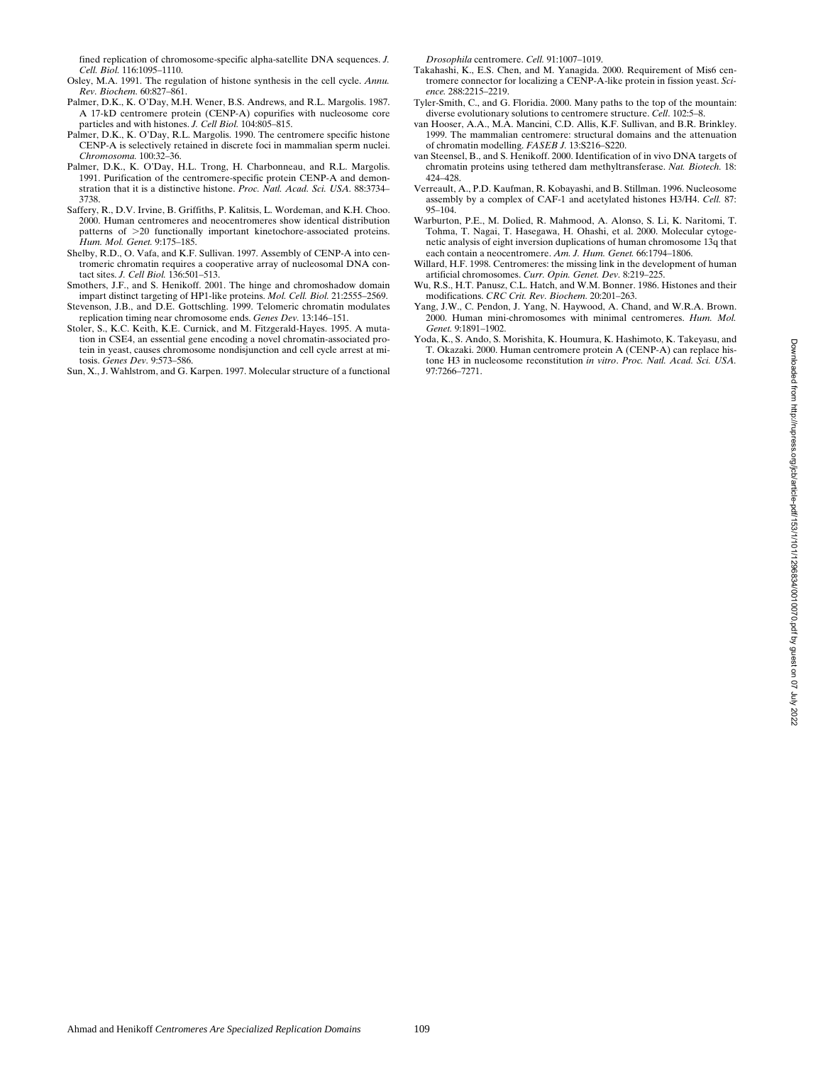fined replication of chromosome-specific alpha-satellite DNA sequences. *J. Cell. Biol.* 116:1095–1110.

Osley, M.A. 1991. The regulation of histone synthesis in the cell cycle. *Annu. Rev. Biochem.* 60:827–861.

Palmer, D.K., K. O'Day, M.H. Wener, B.S. Andrews, and R.L. Margolis. 1987. A 17-kD centromere protein (CENP-A) copurifies with nucleosome core particles and with histones. *J. Cell Biol.* 104:805–815.

Palmer, D.K., K. O'Day, R.L. Margolis. 1990. The centromere specific histone CENP-A is selectively retained in discrete foci in mammalian sperm nuclei. *Chromosoma.* 100:32–36.

Palmer, D.K., K. O'Day, H.L. Trong, H. Charbonneau, and R.L. Margolis. 1991. Purification of the centromere-specific protein CENP-A and demonstration that it is a distinctive histone. *Proc. Natl. Acad. Sci. USA.* 88:3734–3738.

Saffery, R., D.V. Irvine, B. Griffiths, P. Kalitsis, L. Wordeman, and K.H. Choo. 2000. Human centromeres and neocentromeres show identical distribution patterns of >20 functionally important kinetochore-associated proteins. *Hum. Mol. Genet.* 9:175–185.

Shelby, R.D., O. Vafa, and K.F. Sullivan. 1997. Assembly of CENP-A into centromeric chromatin requires a cooperative array of nucleosomal DNA contact sites. *J. Cell Biol.* 136:501–513.

Smothers, J.F., and S. Henikoff. 2001. The hinge and chromoshadow domain impart distinct targeting of HP1-like proteins. *Mol. Cell. Biol.* 21:2555–2569.

Stevenson, J.B., and D.E. Gottschling. 1999. Telomeric chromatin modulates replication timing near chromosome ends. *Genes Dev.* 13:146–151.

Stoler, S., K.C. Keith, K.E. Curnick, and M. Fitzgerald-Hayes. 1995. A mutation in CSE4, an essential gene encoding a novel chromatin-associated protein in yeast, causes chromosome nondisjunction and cell cycle arrest at mitosis. *Genes Dev.* 9:573–586.

Sun, X., J. Wahlstrom, and G. Karpen. 1997. Molecular structure of a functional *Drosophila* centromere. *Cell.* 91:1007–1019.

Takahashi, K., E.S. Chen, and M. Yanagida. 2000. Requirement of Mis6 centromere connector for localizing a CENP-A-like protein in fission yeast. *Science.* 288:2215–2219.

Tyler-Smith, C., and G. Floridia. 2000. Many paths to the top of the mountain: diverse evolutionary solutions to centromere structure. *Cell*. 102:5–8.

van Hooser, A.A., M.A. Mancini, C.D. Allis, K.F. Sullivan, and B.R. Brinkley. 1999. The mammalian centromere: structural domains and the attenuation of chromatin modelling. *FASEB J.* 13:S216–S220.

van Steensel, B., and S. Henikoff. 2000. Identification of in vivo DNA targets of chromatin proteins using tethered dam methyltransferase. *Nat. Biotech.* 18: 424–428.

Verreault, A., P.D. Kaufman, R. Kobayashi, and B. Stillman. 1996. Nucleosome assembly by a complex of CAF-1 and acetylated histones H3/H4. *Cell.* 87: 95–104.

Warburton, P.E., M. Dolied, R. Mahmood, A. Alonso, S. Li, K. Naritomi, T. Tohma, T. Nagai, T. Hasegawa, H. Ohashi, et al. 2000. Molecular cytogenetic analysis of eight inversion duplications of human chromosome 13q that each contain a neocentromere. *Am. J. Hum. Genet.* 66:1794–1806.

Willard, H.F. 1998. Centromeres: the missing link in the development of human artificial chromosomes. *Curr. Opin. Genet. Dev.* 8:219–225.

Wu, R.S., H.T. Panusz, C.L. Hatch, and W.M. Bonner. 1986. Histones and their modifications. *CRC Crit. Rev. Biochem.* 20:201–263.

Yang, J.W., C. Pendon, J. Yang, N. Haywood, A. Chand, and W.R.A. Brown. 2000. Human mini-chromosomes with minimal centromeres. *Hum. Mol. Genet.* 9:1891–1902.

Yoda, K., S. Ando, S. Morishita, K. Houmura, K. Hashimoto, K. Takeyasu, and T. Okazaki. 2000. Human centromere protein A (CENP-A) can replace histone H3 in nucleosome reconstitution *in vitro*. *Proc. Natl. Acad. Sci. USA.* 97:7266–7271.